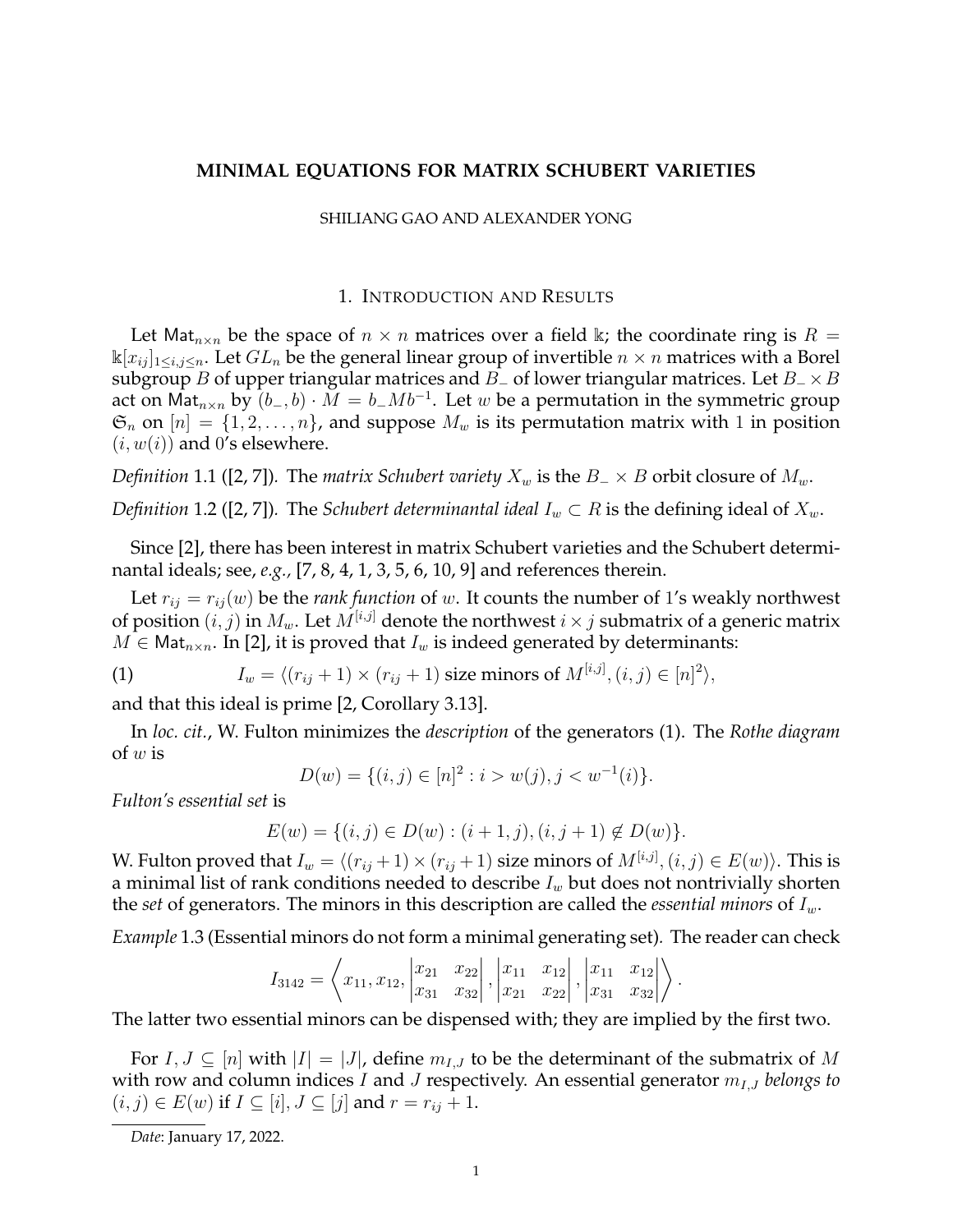# MINIMAL EQUATIONS FOR MATRIX SCHUBERT VARIETIES

SHILIANG GAO AND ALEXANDER YONG

## 1. Introduction and Results

Let $\mathsf{Mat}_{n\times n}$ be the space of $n \times n$ matrices over a field $\Bbbk$; the coordinate ring is $R = \Bbbk[x_{ij}]_{1\leq i,j\leq n}$. Let $GL_n$ be the general linear group of invertible $n \times n$ matrices with a Borel subgroup $B$ of upper triangular matrices and $B_-$ of lower triangular matrices. Let $B_- \times B$ act on $\mathsf{Mat}_{n\times n}$ by $(b_-, b)\cdot M = b_- M b^{-1}$. Let $w$ be a permutation in the symmetric group $\mathfrak{S}_n$ on $[n] = \{1, 2, \ldots, n\}$, and suppose $M_w$ is its permutation matrix with $1$ in position $(i, w(i))$ and $0$'s elsewhere.

*Definition* 1.1 ([2, 7]). The *matrix Schubert variety* $X_w$ is the $B_- \times B$ orbit closure of $M_w$.

*Definition* 1.2 ([2, 7]). The *Schubert determinantal ideal* $I_w \subset R$ is the defining ideal of $X_w$.

Since [2], there has been interest in matrix Schubert varieties and the Schubert determinantal ideals; see, *e.g.*, [7, 8, 4, 1, 3, 5, 6, 10, 9] and references therein.

Let $r_{ij} = r_{ij}(w)$ be the *rank function* of $w$. It counts the number of $1$'s weakly northwest of position $(i, j)$ in $M_w$. Let $M^{[i,j]}$ denote the northwest $i \times j$ submatrix of a generic matrix $M \in \mathsf{Mat}_{n\times n}$. In [2], it is proved that $I_w$ is indeed generated by determinants:

$$I_w = \langle (r_{ij}+1) \times (r_{ij}+1) \text{ size minors of } M^{[i,j]}, (i,j) \in [n]^2 \rangle, \tag{1}$$

and that this ideal is prime [2, Corollary 3.13].

In *loc. cit.*, W. Fulton minimizes the *description* of the generators (1). The *Rothe diagram* of $w$ is

$$D(w) = \{(i,j) \in [n]^2 : i > w(j), j < w^{-1}(i)\}.$$

*Fulton's essential set* is

$$E(w) = \{(i,j) \in D(w) : (i+1,j), (i,j+1) \notin D(w)\}.$$

W. Fulton proved that $I_w = \langle (r_{ij}+1) \times (r_{ij}+1) \text{ size minors of } M^{[i,j]}, (i,j) \in E(w)\rangle$. This is a minimal list of rank conditions needed to describe $I_w$ but does not nontrivially shorten the *set* of generators. The minors in this description are called the *essential minors* of $I_w$.

*Example* 1.3 (Essential minors do not form a minimal generating set). The reader can check

$$I_{3142} = \left\langle x_{11}, x_{12}, \begin{vmatrix} x_{21} & x_{22} \\ x_{31} & x_{32} \end{vmatrix}, \begin{vmatrix} x_{11} & x_{12} \\ x_{21} & x_{22} \end{vmatrix}, \begin{vmatrix} x_{11} & x_{12} \\ x_{31} & x_{32} \end{vmatrix} \right\rangle.$$

The latter two essential minors can be dispensed with; they are implied by the first two.

For $I, J \subseteq [n]$ with $|I| = |J|$, define $m_{I,J}$ to be the determinant of the submatrix of $M$ with row and column indices $I$ and $J$ respectively. An essential generator $m_{I,J}$ *belongs to* $(i,j) \in E(w)$ if $I \subseteq [i]$, $J \subseteq [j]$ and $r = r_{ij} + 1$.

*Date*: January 17, 2022.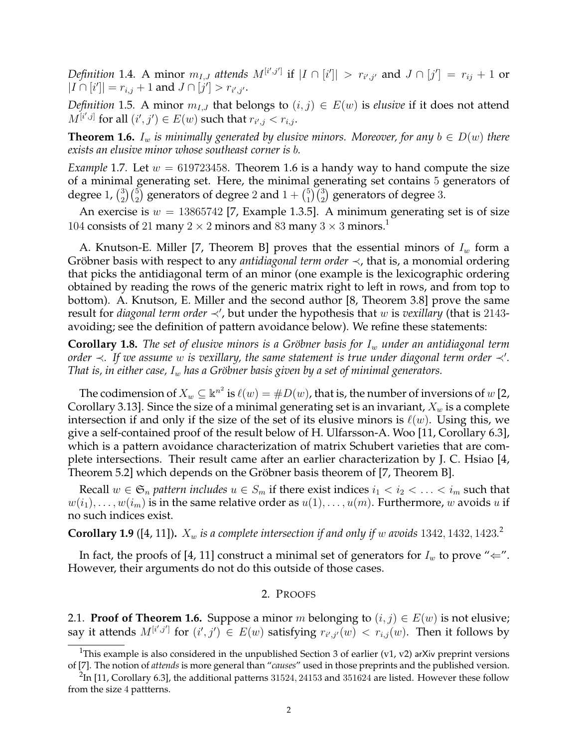*Definition* 1.4. A minor $m_{I,J}$ *attends* $M^{[i',j']}$ if $|I \cap [i']| > r_{i',j'}$ and $J \cap [j'] = r_{ij} + 1$ or $|I \cap [i']| = r_{i,j} + 1$ and $J \cap [j'] > r_{i',j'}$.

*Definition* 1.5. A minor $m_{I,J}$ that belongs to $(i,j) \in E(w)$ is *elusive* if it does not attend $M^{[i',j]}$ for all $(i',j') \in E(w)$ such that $r_{i',j} < r_{i,j}$.

**Theorem 1.6.** *$I_w$ is minimally generated by elusive minors. Moreover, for any $b \in D(w)$ there exists an elusive minor whose southeast corner is $b$.*

*Example* 1.7. Let $w = 619723458$. Theorem 1.6 is a handy way to hand compute the size of a minimal generating set. Here, the minimal generating set contains $5$ generators of degree $1$, $\binom{3}{2}\binom{5}{2}$ generators of degree $2$ and $1 + \binom{5}{1}\binom{3}{2}$ generators of degree $3$.

An exercise is $w = 13865742$ [7, Example 1.3.5]. A minimum generating set is of size $104$ consists of $21$ many $2 \times 2$ minors and $83$ many $3 \times 3$ minors.[1]

A. Knutson-E. Miller [7, Theorem B] proves that the essential minors of $I_w$ form a Gröbner basis with respect to any *antidiagonal term order* $\prec$, that is, a monomial ordering that picks the antidiagonal term of an minor (one example is the lexicographic ordering obtained by reading the rows of the generic matrix right to left in rows, and from top to bottom). A. Knutson, E. Miller and the second author [8, Theorem 3.8] prove the same result for *diagonal term order* $\prec'$, but under the hypothesis that $w$ is *vexillary* (that is 2143-avoiding; see the definition of pattern avoidance below). We refine these statements:

**Corollary 1.8.** *The set of elusive minors is a Gröbner basis for $I_w$ under an antidiagonal term order $\prec$. If we assume $w$ is vexillary, the same statement is true under diagonal term order $\prec'$. That is, in either case, $I_w$ has a Gröbner basis given by a set of minimal generators.*

The codimension of $X_w \subseteq \Bbbk^{n^2}$ is $\ell(w) = \#D(w)$, that is, the number of inversions of $w$ [2, Corollary 3.13]. Since the size of a minimal generating set is an invariant, $X_w$ is a complete intersection if and only if the size of the set of its elusive minors is $\ell(w)$. Using this, we give a self-contained proof of the result below of H. Ulfarsson-A. Woo [11, Corollary 6.3], which is a pattern avoidance characterization of matrix Schubert varieties that are complete intersections. Their result came after an earlier characterization by J. C. Hsiao [4, Theorem 5.2] which depends on the Gröbner basis theorem of [7, Theorem B].

Recall $w \in \mathfrak{S}_n$ *pattern includes* $u \in S_m$ if there exist indices $i_1 < i_2 < \ldots < i_m$ such that $w(i_1), \ldots, w(i_m)$ is in the same relative order as $u(1), \ldots, u(m)$. Furthermore, $w$ avoids $u$ if no such indices exist.

**Corollary 1.9** ([4, 11])**.** *$X_w$ is a complete intersection if and only if $w$ avoids $1342, 1432, 1423$.*[2]

In fact, the proofs of [4, 11] construct a minimal set of generators for $I_w$ to prove "$\Leftarrow$". However, their arguments do not do this outside of those cases.

## 2. Proofs

2.1. **Proof of Theorem 1.6.** Suppose a minor $m$ belonging to $(i,j) \in E(w)$ is not elusive; say it attends $M^{[i',j']}$ for $(i',j') \in E(w)$ satisfying $r_{i',j'}(w) < r_{i,j}(w)$. Then it follows by

[1] This example is also considered in the unpublished Section 3 of earlier (v1, v2) arXiv preprint versions of [7]. The notion of *attends* is more general than "*causes*" used in those preprints and the published version.

[2] In [11, Corollary 6.3], the additional patterns $31524, 24153$ and $351624$ are listed. However these follow from the size $4$ pattterns.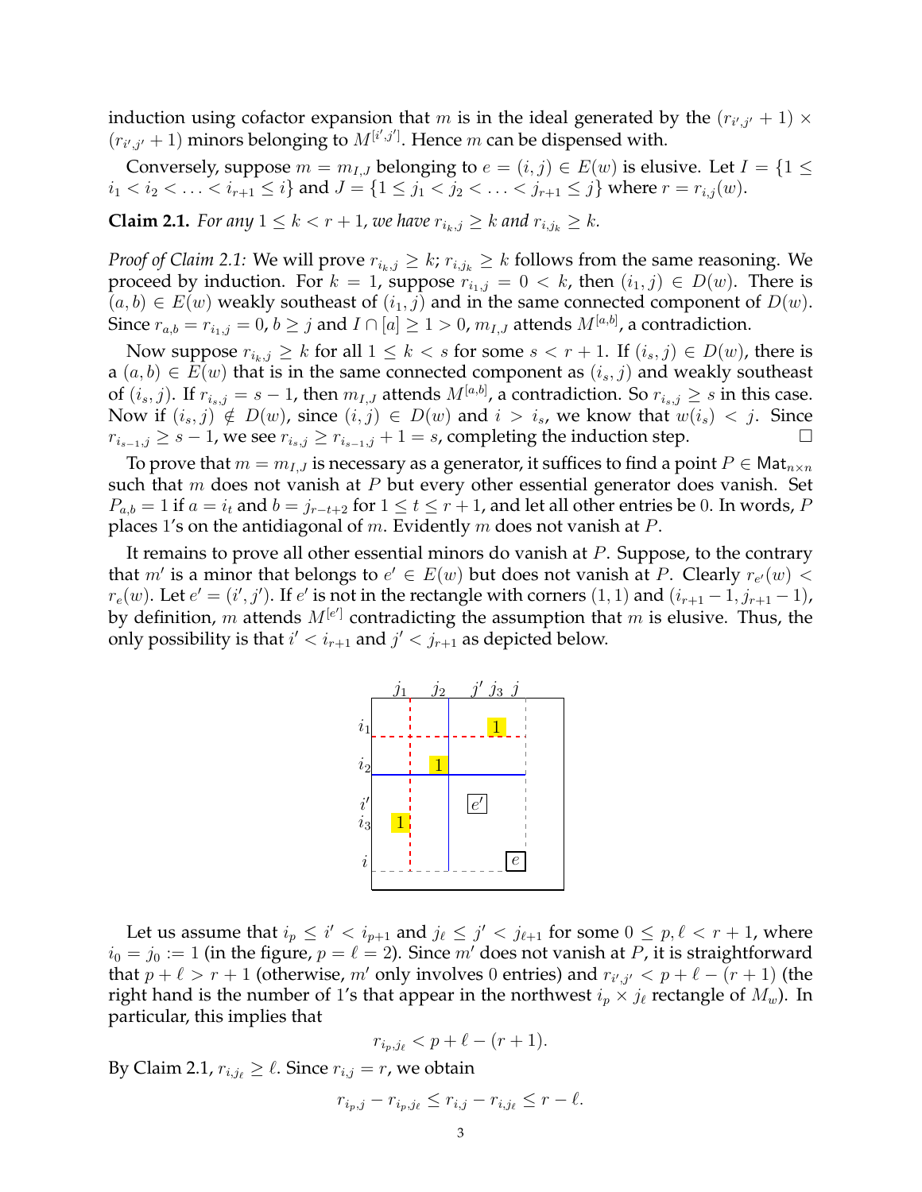induction using cofactor expansion that $m$ is in the ideal generated by the $(r_{i',j'}+1) \times (r_{i',j'}+1)$ minors belonging to $M^{[i',j']}$. Hence $m$ can be dispensed with.

Conversely, suppose $m = m_{I,J}$ belonging to $e = (i,j) \in E(w)$ is elusive. Let $I = \{1 \leq i_1 < i_2 < \ldots < i_{r+1} \leq i\}$ and $J = \{1 \leq j_1 < j_2 < \ldots < j_{r+1} \leq j\}$ where $r = r_{i,j}(w)$.

**Claim 2.1.** *For any $1 \leq k < r+1$, we have $r_{i_k,j} \geq k$ and $r_{i,j_k} \geq k$.*

*Proof of Claim 2.1:* We will prove $r_{i_k,j} \geq k$; $r_{i,j_k} \geq k$ follows from the same reasoning. We proceed by induction. For $k = 1$, suppose $r_{i_1,j} = 0 < k$, then $(i_1, j) \in D(w)$. There is $(a,b) \in E(w)$ weakly southeast of $(i_1, j)$ and in the same connected component of $D(w)$. Since $r_{a,b} = r_{i_1,j} = 0$, $b \geq j$ and $I \cap [a] \geq 1 > 0$, $m_{I,J}$ attends $M^{[a,b]}$, a contradiction.

Now suppose $r_{i_k,j} \geq k$ for all $1 \leq k < s$ for some $s < r+1$. If $(i_s, j) \in D(w)$, there is a $(a,b) \in E(w)$ that is in the same connected component as $(i_s, j)$ and weakly southeast of $(i_s, j)$. If $r_{i_s,j} = s-1$, then $m_{I,J}$ attends $M^{[a,b]}$, a contradiction. So $r_{i_s,j} \geq s$ in this case. Now if $(i_s, j) \notin D(w)$, since $(i,j) \in D(w)$ and $i > i_s$, we know that $w(i_s) < j$. Since $r_{i_{s-1},j} \geq s-1$, we see $r_{i_s,j} \geq r_{i_{s-1},j} + 1 = s$, completing the induction step. $\square$

To prove that $m = m_{I,J}$ is necessary as a generator, it suffices to find a point $P \in \mathsf{Mat}_{n\times n}$ such that $m$ does not vanish at $P$ but every other essential generator does vanish. Set $P_{a,b} = 1$ if $a = i_t$ and $b = j_{r-t+2}$ for $1 \leq t \leq r+1$, and let all other entries be $0$. In words, $P$ places $1$'s on the antidiagonal of $m$. Evidently $m$ does not vanish at $P$.

It remains to prove all other essential minors do vanish at $P$. Suppose, to the contrary that $m'$ is a minor that belongs to $e' \in E(w)$ but does not vanish at $P$. Clearly $r_{e'}(w) < r_e(w)$. Let $e' = (i', j')$. If $e'$ is not in the rectangle with corners $(1,1)$ and $(i_{r+1}-1, j_{r+1}-1)$, by definition, $m$ attends $M^{[e']}$ contradicting the assumption that $m$ is elusive. Thus, the only possibility is that $i' < i_{r+1}$ and $j' < j_{r+1}$ as depicted below.

Let us assume that $i_p \leq i' < i_{p+1}$ and $j_\ell \leq j' < j_{\ell+1}$ for some $0 \leq p, \ell < r+1$, where $i_0 = j_0 := 1$ (in the figure, $p = \ell = 2$). Since $m'$ does not vanish at $P$, it is straightforward that $p + \ell > r+1$ (otherwise, $m'$ only involves $0$ entries) and $r_{i',j'} < p + \ell - (r+1)$ (the right hand is the number of $1$'s that appear in the northwest $i_p \times j_\ell$ rectangle of $M_w$). In particular, this implies that

$$r_{i_p,j_\ell} < p + \ell - (r+1).$$

By Claim 2.1, $r_{i,j_\ell} \geq \ell$. Since $r_{i,j} = r$, we obtain

$$r_{i_p,j} - r_{i_p,j_\ell} \leq r_{i,j} - r_{i,j_\ell} \leq r - \ell.$$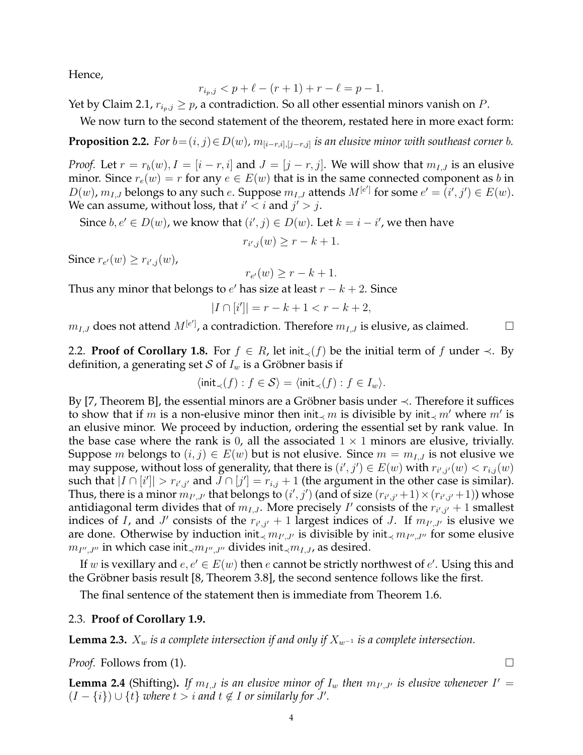Hence,

$$r_{i_p,j} < p + \ell - (r+1) + r - \ell = p - 1.$$

Yet by Claim 2.1, $r_{i_p,j} \geq p$, a contradiction. So all other essential minors vanish on $P$.

We now turn to the second statement of the theorem, restated here in more exact form:

**Proposition 2.2.** *For $b = (i,j) \in D(w)$, $m_{[i-r,i],[j-r,j]}$ is an elusive minor with southeast corner $b$.*

*Proof.* Let $r = r_b(w)$, $I = [i-r, i]$ and $J = [j-r, j]$. We will show that $m_{I,J}$ is an elusive minor. Since $r_e(w) = r$ for any $e \in E(w)$ that is in the same connected component as $b$ in $D(w)$, $m_{I,J}$ belongs to any such $e$. Suppose $m_{I,J}$ attends $M^{[e']}$ for some $e' = (i', j') \in E(w)$. We can assume, without loss, that $i' < i$ and $j' > j$.

Since $b, e' \in D(w)$, we know that $(i', j) \in D(w)$. Let $k = i - i'$, we then have

$$r_{i',j}(w) \geq r - k + 1.$$

Since $r_{e'}(w) \geq r_{i',j}(w)$,

$$r_{e'}(w) \geq r - k + 1.$$

Thus any minor that belongs to $e'$ has size at least $r - k + 2$. Since

$$|I \cap [i']| = r - k + 1 < r - k + 2,$$

$m_{I,J}$ does not attend $M^{[e']}$, a contradiction. Therefore $m_{I,J}$ is elusive, as claimed. $\square$

2.2. **Proof of Corollary 1.8.** For $f \in R$, let $\mathsf{init}_\prec(f)$ be the initial term of $f$ under $\prec$. By definition, a generating set $\mathcal{S}$ of $I_w$ is a Gröbner basis if

$$\langle \mathsf{init}_\prec(f) : f \in \mathcal{S} \rangle = \langle \mathsf{init}_\prec(f) : f \in I_w \rangle.$$

By [7, Theorem B], the essential minors are a Gröbner basis under $\prec$. Therefore it suffices to show that if $m$ is a non-elusive minor then $\mathsf{init}_\prec m$ is divisible by $\mathsf{init}_\prec m'$ where $m'$ is an elusive minor. We proceed by induction, ordering the essential set by rank value. In the base case where the rank is 0, all the associated $1 \times 1$ minors are elusive, trivially. Suppose $m$ belongs to $(i,j) \in E(w)$ but is not elusive. Since $m = m_{I,J}$ is not elusive we may suppose, without loss of generality, that there is $(i', j') \in E(w)$ with $r_{i',j'}(w) < r_{i,j}(w)$ such that $|I \cap [i']| > r_{i',j'}$ and $J \cap [j'] = r_{i,j} + 1$ (the argument in the other case is similar). Thus, there is a minor $m_{I',J'}$ that belongs to $(i', j')$ (and of size $(r_{i',j'}+1) \times (r_{i',j'}+1)$) whose antidiagonal term divides that of $m_{I,J}$. More precisely $I'$ consists of the $r_{i',j'} + 1$ smallest indices of $I$, and $J'$ consists of the $r_{i',j'} + 1$ largest indices of $J$. If $m_{I',J'}$ is elusive we are done. Otherwise by induction $\mathsf{init}_\prec m_{I',J'}$ is divisible by $\mathsf{init}_\prec m_{I'',J''}$ for some elusive $m_{I'',J''}$ in which case $\mathsf{init}_\prec m_{I'',J''}$ divides $\mathsf{init}_\prec m_{I,J}$, as desired.

If $w$ is vexillary and $e, e' \in E(w)$ then $e$ cannot be strictly northwest of $e'$. Using this and the Gröbner basis result [8, Theorem 3.8], the second sentence follows like the first.

The final sentence of the statement then is immediate from Theorem 1.6.

2.3. **Proof of Corollary 1.9.**

**Lemma 2.3.** *$X_w$ is a complete intersection if and only if $X_{w^{-1}}$ is a complete intersection.*

*Proof.* Follows from (1). $\square$

**Lemma 2.4** (Shifting)**.** *If $m_{I,J}$ is an elusive minor of $I_w$ then $m_{I',J'}$ is elusive whenever $I' = (I - \{i\}) \cup \{t\}$ where $t > i$ and $t \notin I$ or similarly for $J'$.*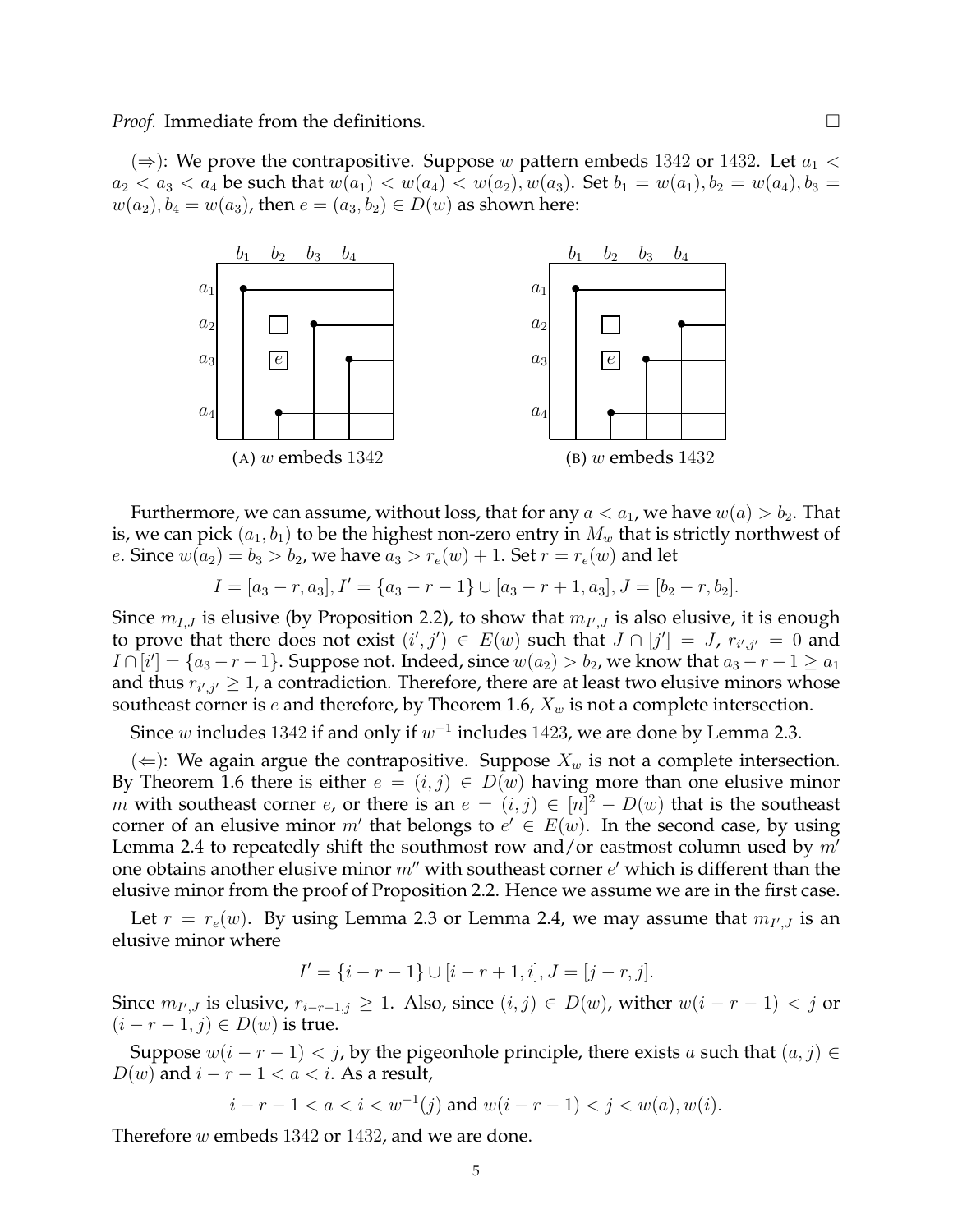*Proof.* Immediate from the definitions. □

($\Rightarrow$): We prove the contrapositive. Suppose $w$ pattern embeds $1342$ or $1432$. Let $a_1 < a_2 < a_3 < a_4$ be such that $w(a_1) < w(a_4) < w(a_2), w(a_3)$. Set $b_1 = w(a_1), b_2 = w(a_4), b_3 = w(a_2), b_4 = w(a_3)$, then $e = (a_3, b_2) \in D(w)$ as shown here:

(A) $w$ embeds $1342$

(B) $w$ embeds $1432$

Furthermore, we can assume, without loss, that for any $a < a_1$, we have $w(a) > b_2$. That is, we can pick $(a_1, b_1)$ to be the highest non-zero entry in $M_w$ that is strictly northwest of $e$. Since $w(a_2) = b_3 > b_2$, we have $a_3 > r_e(w) + 1$. Set $r = r_e(w)$ and let

$$I = [a_3 - r, a_3], I' = \{a_3 - r - 1\} \cup [a_3 - r + 1, a_3], J = [b_2 - r, b_2].$$

Since $m_{I,J}$ is elusive (by Proposition 2.2), to show that $m_{I',J}$ is also elusive, it is enough to prove that there does not exist $(i', j') \in E(w)$ such that $J \cap [j'] = J$, $r_{i',j'} = 0$ and $I \cap [i'] = \{a_3 - r - 1\}$. Suppose not. Indeed, since $w(a_2) > b_2$, we know that $a_3 - r - 1 \geq a_1$ and thus $r_{i',j'} \geq 1$, a contradiction. Therefore, there are at least two elusive minors whose southeast corner is $e$ and therefore, by Theorem 1.6, $X_w$ is not a complete intersection.

Since $w$ includes $1342$ if and only if $w^{-1}$ includes $1423$, we are done by Lemma 2.3.

($\Leftarrow$): We again argue the contrapositive. Suppose $X_w$ is not a complete intersection. By Theorem 1.6 there is either $e = (i, j) \in D(w)$ having more than one elusive minor $m$ with southeast corner $e$, or there is an $e = (i, j) \in [n]^2 - D(w)$ that is the southeast corner of an elusive minor $m'$ that belongs to $e' \in E(w)$. In the second case, by using Lemma 2.4 to repeatedly shift the southmost row and/or eastmost column used by $m'$ one obtains another elusive minor $m''$ with southeast corner $e'$ which is different than the elusive minor from the proof of Proposition 2.2. Hence we assume we are in the first case.

Let $r = r_e(w)$. By using Lemma 2.3 or Lemma 2.4, we may assume that $m_{I',J}$ is an elusive minor where

$$I' = \{i - r - 1\} \cup [i - r + 1, i], J = [j - r, j].$$

Since $m_{I',J}$ is elusive, $r_{i-r-1,j} \geq 1$. Also, since $(i, j) \in D(w)$, wither $w(i - r - 1) < j$ or $(i - r - 1, j) \in D(w)$ is true.

Suppose $w(i - r - 1) < j$, by the pigeonhole principle, there exists $a$ such that $(a, j) \in D(w)$ and $i - r - 1 < a < i$. As a result,

$$i - r - 1 < a < i < w^{-1}(j) \text{ and } w(i - r - 1) < j < w(a), w(i).$$

Therefore $w$ embeds $1342$ or $1432$, and we are done.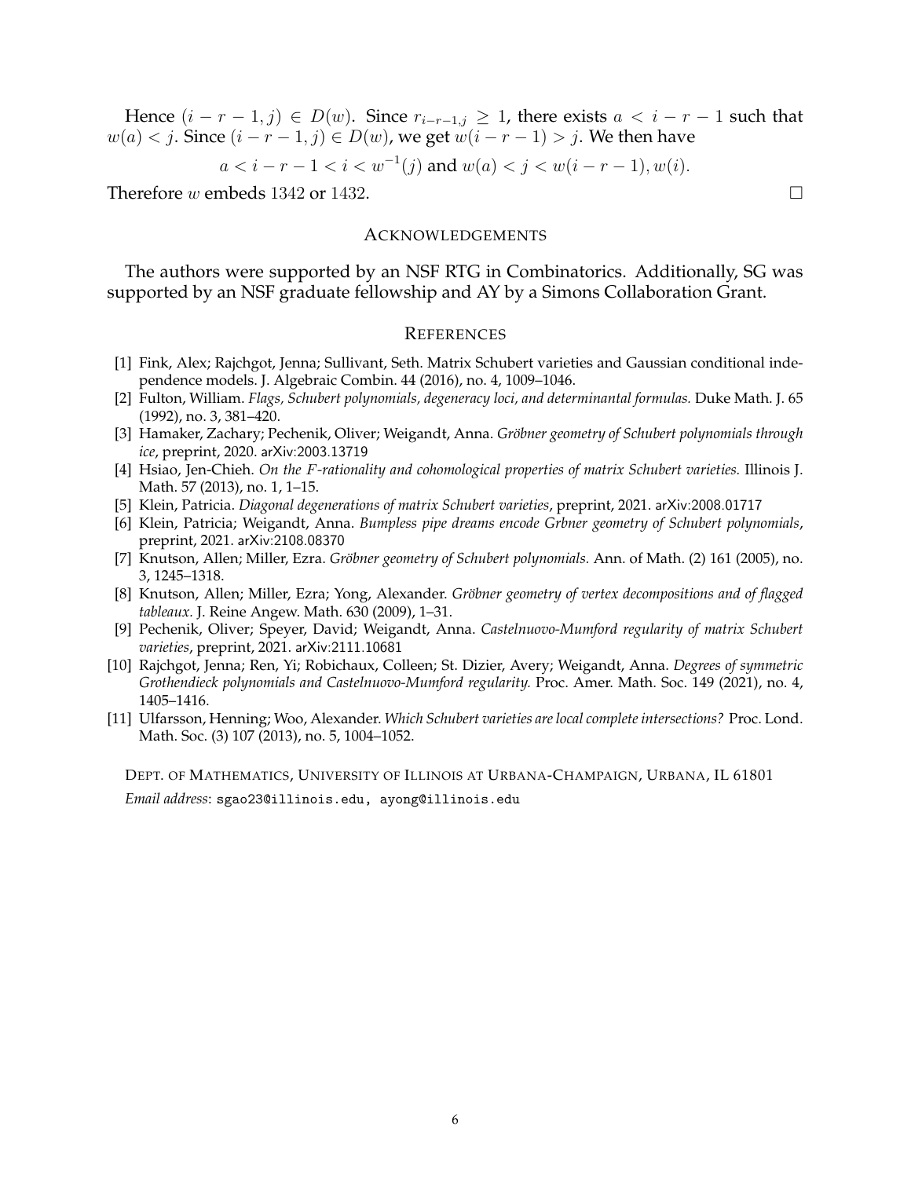Hence $(i - r - 1, j) \in D(w)$. Since $r_{i-r-1,j} \geq 1$, there exists $a < i - r - 1$ such that $w(a) < j$. Since $(i - r - 1, j) \in D(w)$, we get $w(i - r - 1) > j$. We then have

$$a < i - r - 1 < i < w^{-1}(j) \text{ and } w(a) < j < w(i - r - 1), w(i).$$

Therefore $w$ embeds 1342 or 1432. □

## Acknowledgements

The authors were supported by an NSF RTG in Combinatorics. Additionally, SG was supported by an NSF graduate fellowship and AY by a Simons Collaboration Grant.

## References

[1] Fink, Alex; Rajchgot, Jenna; Sullivant, Seth. Matrix Schubert varieties and Gaussian conditional independence models. J. Algebraic Combin. 44 (2016), no. 4, 1009–1046.

[2] Fulton, William. *Flags, Schubert polynomials, degeneracy loci, and determinantal formulas.* Duke Math. J. 65 (1992), no. 3, 381–420.

[3] Hamaker, Zachary; Pechenik, Oliver; Weigandt, Anna. *Gröbner geometry of Schubert polynomials through ice*, preprint, 2020. arXiv:2003.13719

[4] Hsiao, Jen-Chieh. *On the $F$-rationality and cohomological properties of matrix Schubert varieties.* Illinois J. Math. 57 (2013), no. 1, 1–15.

[5] Klein, Patricia. *Diagonal degenerations of matrix Schubert varieties*, preprint, 2021. arXiv:2008.01717

[6] Klein, Patricia; Weigandt, Anna. *Bumpless pipe dreams encode Grbner geometry of Schubert polynomials*, preprint, 2021. arXiv:2108.08370

[7] Knutson, Allen; Miller, Ezra. *Gröbner geometry of Schubert polynomials.* Ann. of Math. (2) 161 (2005), no. 3, 1245–1318.

[8] Knutson, Allen; Miller, Ezra; Yong, Alexander. *Gröbner geometry of vertex decompositions and of flagged tableaux.* J. Reine Angew. Math. 630 (2009), 1–31.

[9] Pechenik, Oliver; Speyer, David; Weigandt, Anna. *Castelnuovo-Mumford regularity of matrix Schubert varieties*, preprint, 2021. arXiv:2111.10681

[10] Rajchgot, Jenna; Ren, Yi; Robichaux, Colleen; St. Dizier, Avery; Weigandt, Anna. *Degrees of symmetric Grothendieck polynomials and Castelnuovo-Mumford regularity.* Proc. Amer. Math. Soc. 149 (2021), no. 4, 1405–1416.

[11] Ulfarsson, Henning; Woo, Alexander. *Which Schubert varieties are local complete intersections?* Proc. Lond. Math. Soc. (3) 107 (2013), no. 5, 1004–1052.

Dept. of Mathematics, University of Illinois at Urbana-Champaign, Urbana, IL 61801

*Email address*: sgao23@illinois.edu, ayong@illinois.edu